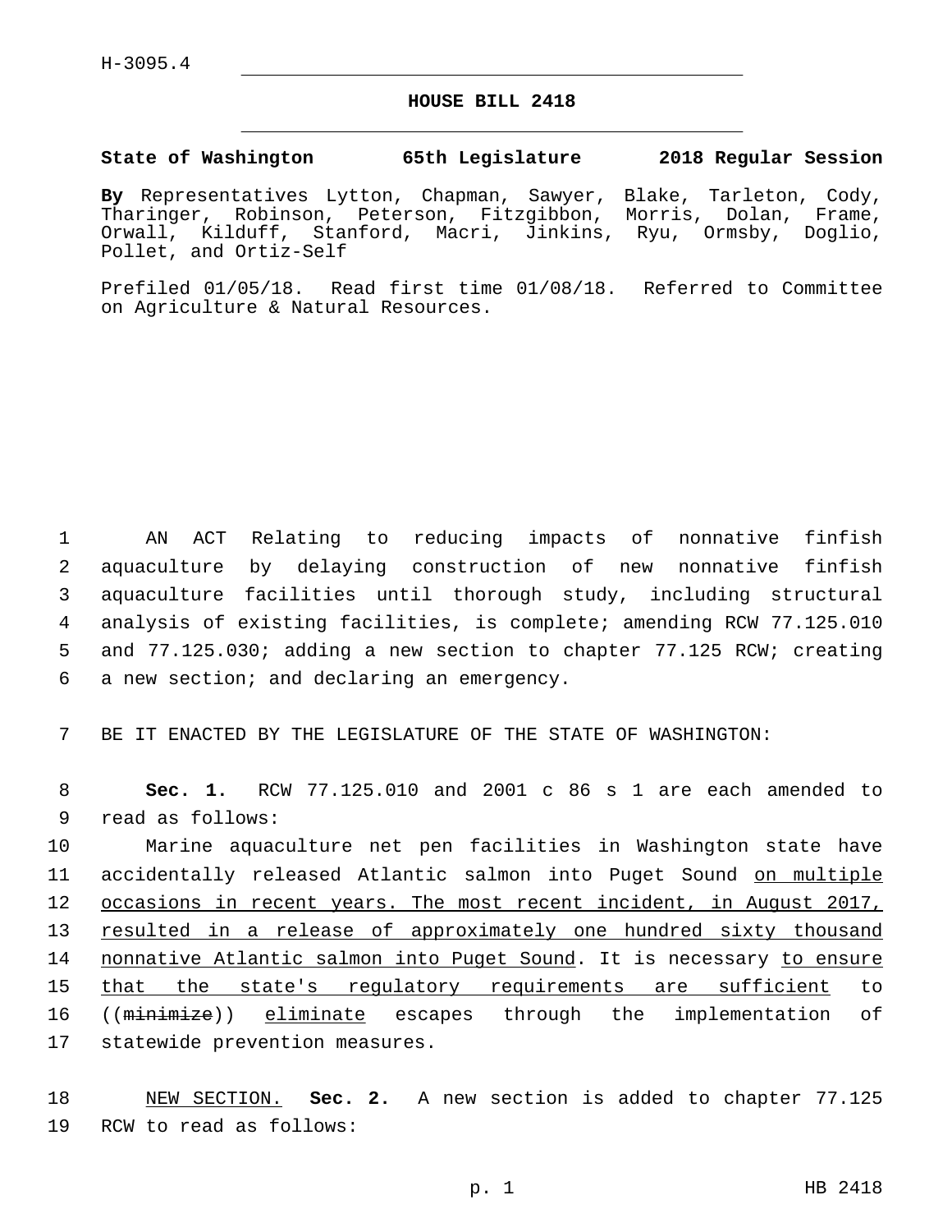H-3095.4

# HOUSE BILL 2418

**State of Washington 65th Legislature 2018 Regular Session**

**By** Representatives Lytton, Chapman, Sawyer, Blake, Tarleton, Cody, Tharinger, Robinson, Peterson, Fitzgibbon, Morris, Dolan, Frame, Orwall, Kilduff, Stanford, Macri, Jinkins, Ryu, Ormsby, Doglio, Pollet, and Ortiz-Self

Prefiled 01/05/18. Read first time 01/08/18. Referred to Committee on Agriculture & Natural Resources.

1 AN ACT Relating to reducing impacts of nonnative finfish 2 aquaculture by delaying construction of new nonnative finfish 3 aquaculture facilities until thorough study, including structural 4 analysis of existing facilities, is complete; amending RCW 77.125.010 5 and 77.125.030; adding a new section to chapter 77.125 RCW; creating 6 a new section; and declaring an emergency.

7 BE IT ENACTED BY THE LEGISLATURE OF THE STATE OF WASHINGTON:

8 **Sec. 1.** RCW 77.125.010 and 2001 c 86 s 1 are each amended to 9 read as follows:

10 Marine aquaculture net pen facilities in Washington state have 11 accidentally released Atlantic salmon into Puget Sound <u>on multiple</u> 12 <u>occasions in recent years. The most recent incident, in August 2017,</u> 13 <u>resulted in a release of approximately one hundred sixty thousand</u> 14 <u>nonnative Atlantic salmon into Puget Sound</u>. It is necessary <u>to ensure</u> 15 <u>that the state's regulatory requirements are sufficient</u> to 16 ((~~minimize~~)) <u>eliminate</u> escapes through the implementation of 17 statewide prevention measures.

18 <u>NEW SECTION.</u> **Sec. 2.** A new section is added to chapter 77.125 19 RCW to read as follows: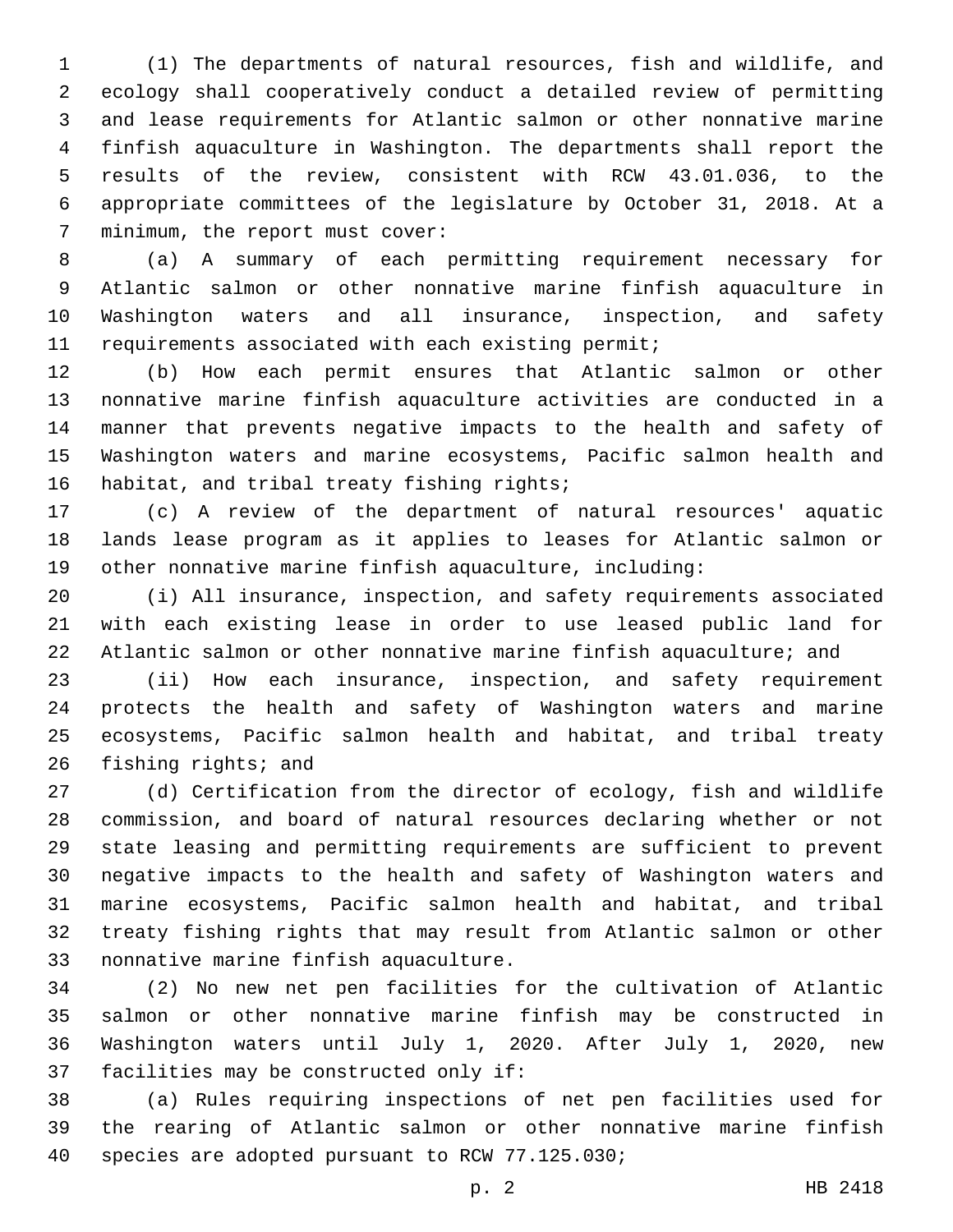(1) The departments of natural resources, fish and wildlife, and ecology shall cooperatively conduct a detailed review of permitting and lease requirements for Atlantic salmon or other nonnative marine finfish aquaculture in Washington. The departments shall report the results of the review, consistent with RCW 43.01.036, to the appropriate committees of the legislature by October 31, 2018. At a minimum, the report must cover:

(a) A summary of each permitting requirement necessary for Atlantic salmon or other nonnative marine finfish aquaculture in Washington waters and all insurance, inspection, and safety requirements associated with each existing permit;

(b) How each permit ensures that Atlantic salmon or other nonnative marine finfish aquaculture activities are conducted in a manner that prevents negative impacts to the health and safety of Washington waters and marine ecosystems, Pacific salmon health and habitat, and tribal treaty fishing rights;

(c) A review of the department of natural resources' aquatic lands lease program as it applies to leases for Atlantic salmon or other nonnative marine finfish aquaculture, including:

(i) All insurance, inspection, and safety requirements associated with each existing lease in order to use leased public land for Atlantic salmon or other nonnative marine finfish aquaculture; and

(ii) How each insurance, inspection, and safety requirement protects the health and safety of Washington waters and marine ecosystems, Pacific salmon health and habitat, and tribal treaty fishing rights; and

(d) Certification from the director of ecology, fish and wildlife commission, and board of natural resources declaring whether or not state leasing and permitting requirements are sufficient to prevent negative impacts to the health and safety of Washington waters and marine ecosystems, Pacific salmon health and habitat, and tribal treaty fishing rights that may result from Atlantic salmon or other nonnative marine finfish aquaculture.

(2) No new net pen facilities for the cultivation of Atlantic salmon or other nonnative marine finfish may be constructed in Washington waters until July 1, 2020. After July 1, 2020, new facilities may be constructed only if:

(a) Rules requiring inspections of net pen facilities used for the rearing of Atlantic salmon or other nonnative marine finfish species are adopted pursuant to RCW 77.125.030;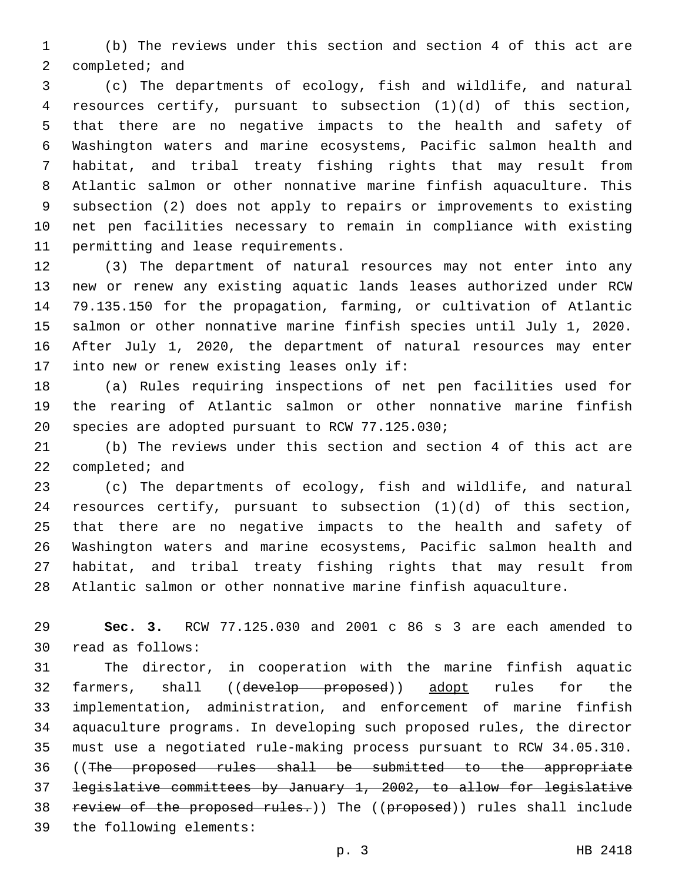(b) The reviews under this section and section 4 of this act are completed; and

(c) The departments of ecology, fish and wildlife, and natural resources certify, pursuant to subsection (1)(d) of this section, that there are no negative impacts to the health and safety of Washington waters and marine ecosystems, Pacific salmon health and habitat, and tribal treaty fishing rights that may result from Atlantic salmon or other nonnative marine finfish aquaculture. This subsection (2) does not apply to repairs or improvements to existing net pen facilities necessary to remain in compliance with existing permitting and lease requirements.

(3) The department of natural resources may not enter into any new or renew any existing aquatic lands leases authorized under RCW 79.135.150 for the propagation, farming, or cultivation of Atlantic salmon or other nonnative marine finfish species until July 1, 2020. After July 1, 2020, the department of natural resources may enter into new or renew existing leases only if:

(a) Rules requiring inspections of net pen facilities used for the rearing of Atlantic salmon or other nonnative marine finfish species are adopted pursuant to RCW 77.125.030;

(b) The reviews under this section and section 4 of this act are completed; and

(c) The departments of ecology, fish and wildlife, and natural resources certify, pursuant to subsection (1)(d) of this section, that there are no negative impacts to the health and safety of Washington waters and marine ecosystems, Pacific salmon health and habitat, and tribal treaty fishing rights that may result from Atlantic salmon or other nonnative marine finfish aquaculture.

**Sec. 3.** RCW 77.125.030 and 2001 c 86 s 3 are each amended to read as follows:

The director, in cooperation with the marine finfish aquatic farmers, shall ((~~develop proposed~~)) <u>adopt</u> rules for the implementation, administration, and enforcement of marine finfish aquaculture programs. In developing such proposed rules, the director must use a negotiated rule-making process pursuant to RCW 34.05.310. ((~~The proposed rules shall be submitted to the appropriate legislative committees by January 1, 2002, to allow for legislative review of the proposed rules.~~)) The ((~~proposed~~)) rules shall include the following elements: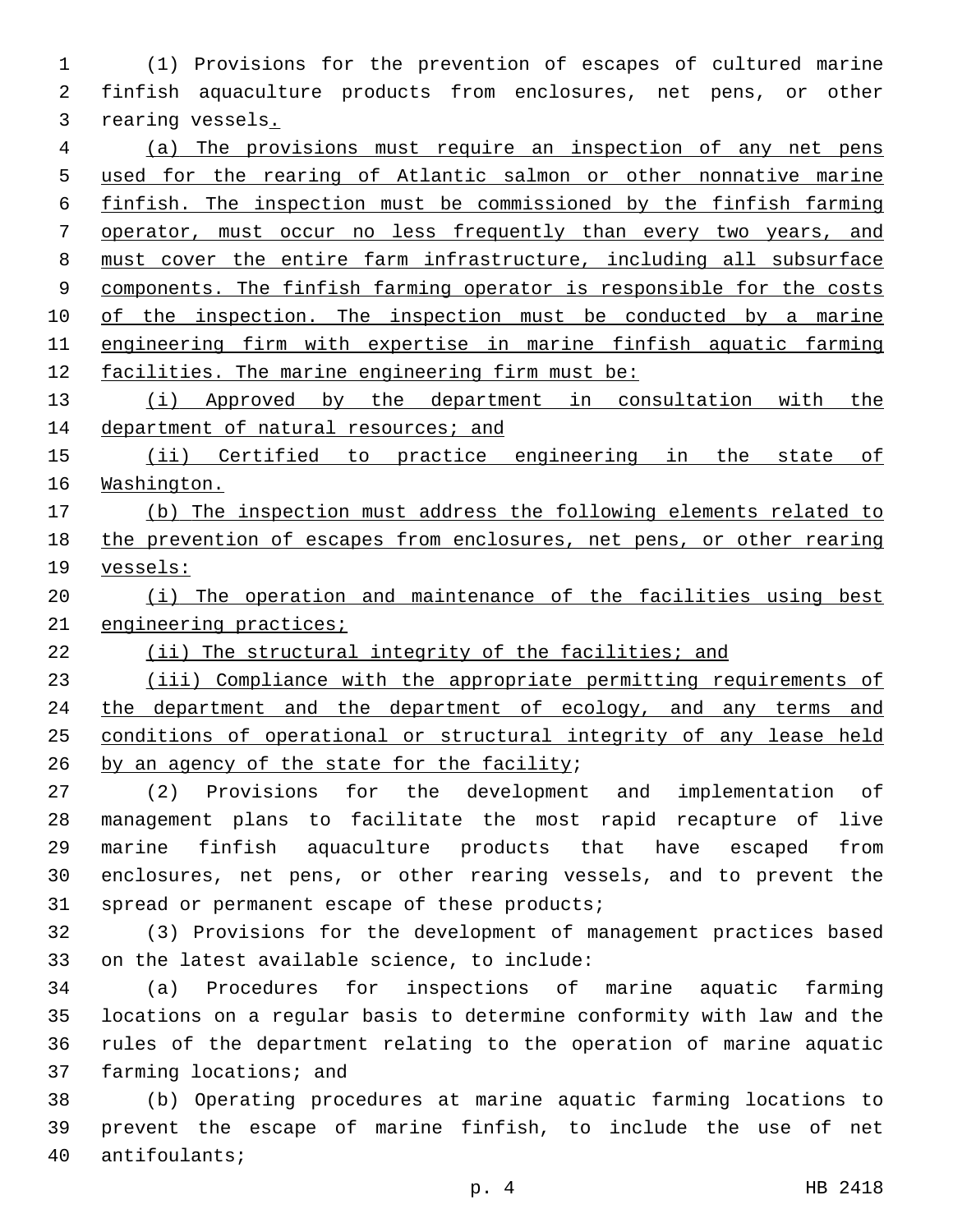(1) Provisions for the prevention of escapes of cultured marine finfish aquaculture products from enclosures, net pens, or other rearing vessels.

(a) The provisions must require an inspection of any net pens used for the rearing of Atlantic salmon or other nonnative marine finfish. The inspection must be commissioned by the finfish farming operator, must occur no less frequently than every two years, and must cover the entire farm infrastructure, including all subsurface components. The finfish farming operator is responsible for the costs of the inspection. The inspection must be conducted by a marine engineering firm with expertise in marine finfish aquatic farming facilities. The marine engineering firm must be:

(i) Approved by the department in consultation with the department of natural resources; and

(ii) Certified to practice engineering in the state of Washington.

(b) The inspection must address the following elements related to the prevention of escapes from enclosures, net pens, or other rearing vessels:

(i) The operation and maintenance of the facilities using best engineering practices;

(ii) The structural integrity of the facilities; and

(iii) Compliance with the appropriate permitting requirements of the department and the department of ecology, and any terms and conditions of operational or structural integrity of any lease held by an agency of the state for the facility;

(2) Provisions for the development and implementation of management plans to facilitate the most rapid recapture of live marine finfish aquaculture products that have escaped from enclosures, net pens, or other rearing vessels, and to prevent the spread or permanent escape of these products;

(3) Provisions for the development of management practices based on the latest available science, to include:

(a) Procedures for inspections of marine aquatic farming locations on a regular basis to determine conformity with law and the rules of the department relating to the operation of marine aquatic farming locations; and

(b) Operating procedures at marine aquatic farming locations to prevent the escape of marine finfish, to include the use of net antifoulants;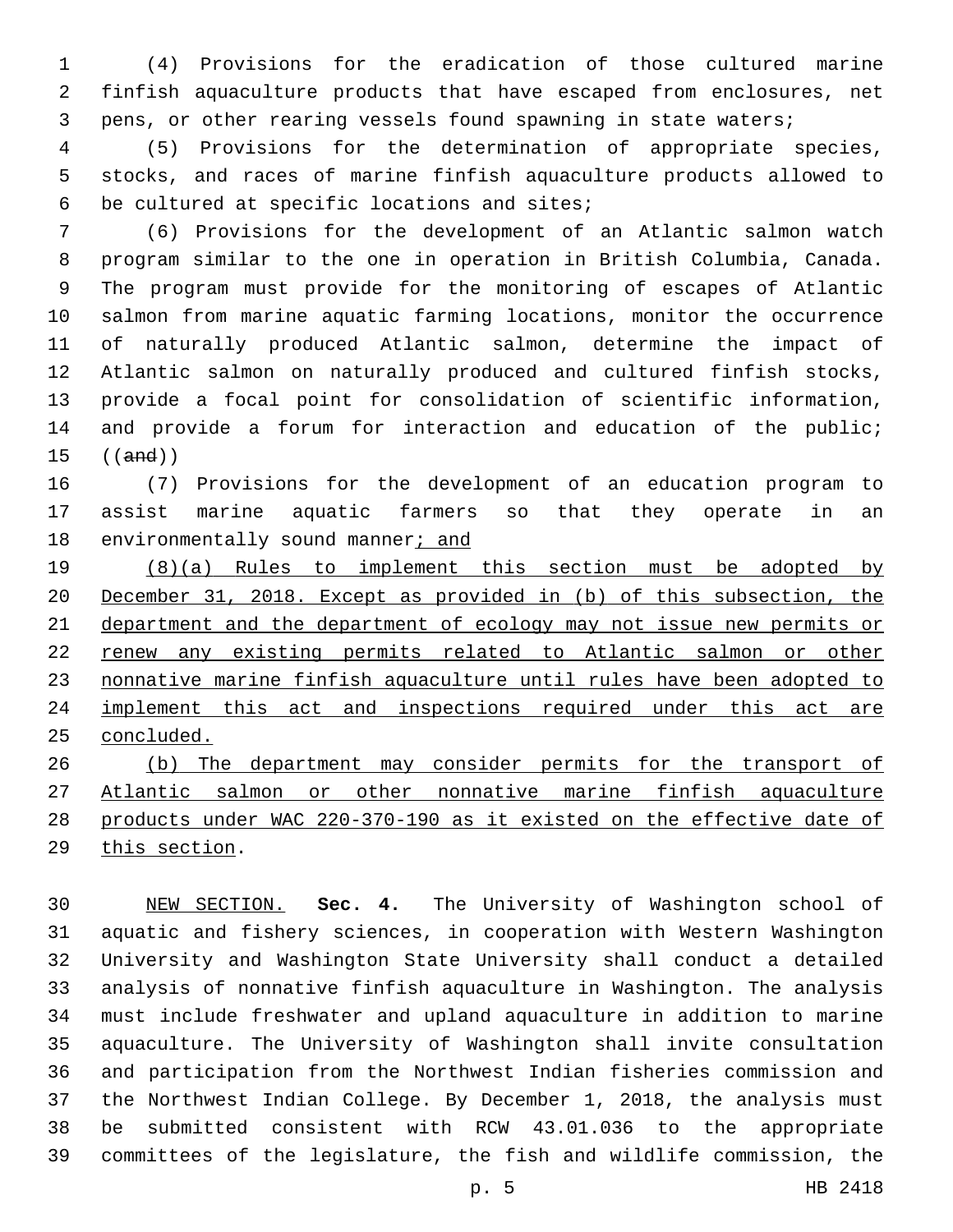(4) Provisions for the eradication of those cultured marine finfish aquaculture products that have escaped from enclosures, net pens, or other rearing vessels found spawning in state waters;

(5) Provisions for the determination of appropriate species, stocks, and races of marine finfish aquaculture products allowed to be cultured at specific locations and sites;

(6) Provisions for the development of an Atlantic salmon watch program similar to the one in operation in British Columbia, Canada. The program must provide for the monitoring of escapes of Atlantic salmon from marine aquatic farming locations, monitor the occurrence of naturally produced Atlantic salmon, determine the impact of Atlantic salmon on naturally produced and cultured finfish stocks, provide a focal point for consolidation of scientific information, and provide a forum for interaction and education of the public; ((~~and~~))

(7) Provisions for the development of an education program to assist marine aquatic farmers so that they operate in an environmentally sound manner<u>; and</u>

<u>(8)(a) Rules to implement this section must be adopted by December 31, 2018. Except as provided in (b) of this subsection, the department and the department of ecology may not issue new permits or renew any existing permits related to Atlantic salmon or other nonnative marine finfish aquaculture until rules have been adopted to implement this act and inspections required under this act are concluded.</u>

<u>(b) The department may consider permits for the transport of Atlantic salmon or other nonnative marine finfish aquaculture products under WAC 220-370-190 as it existed on the effective date of this section</u>.

<u>NEW SECTION.</u> **Sec. 4.** The University of Washington school of aquatic and fishery sciences, in cooperation with Western Washington University and Washington State University shall conduct a detailed analysis of nonnative finfish aquaculture in Washington. The analysis must include freshwater and upland aquaculture in addition to marine aquaculture. The University of Washington shall invite consultation and participation from the Northwest Indian fisheries commission and the Northwest Indian College. By December 1, 2018, the analysis must be submitted consistent with RCW 43.01.036 to the appropriate committees of the legislature, the fish and wildlife commission, the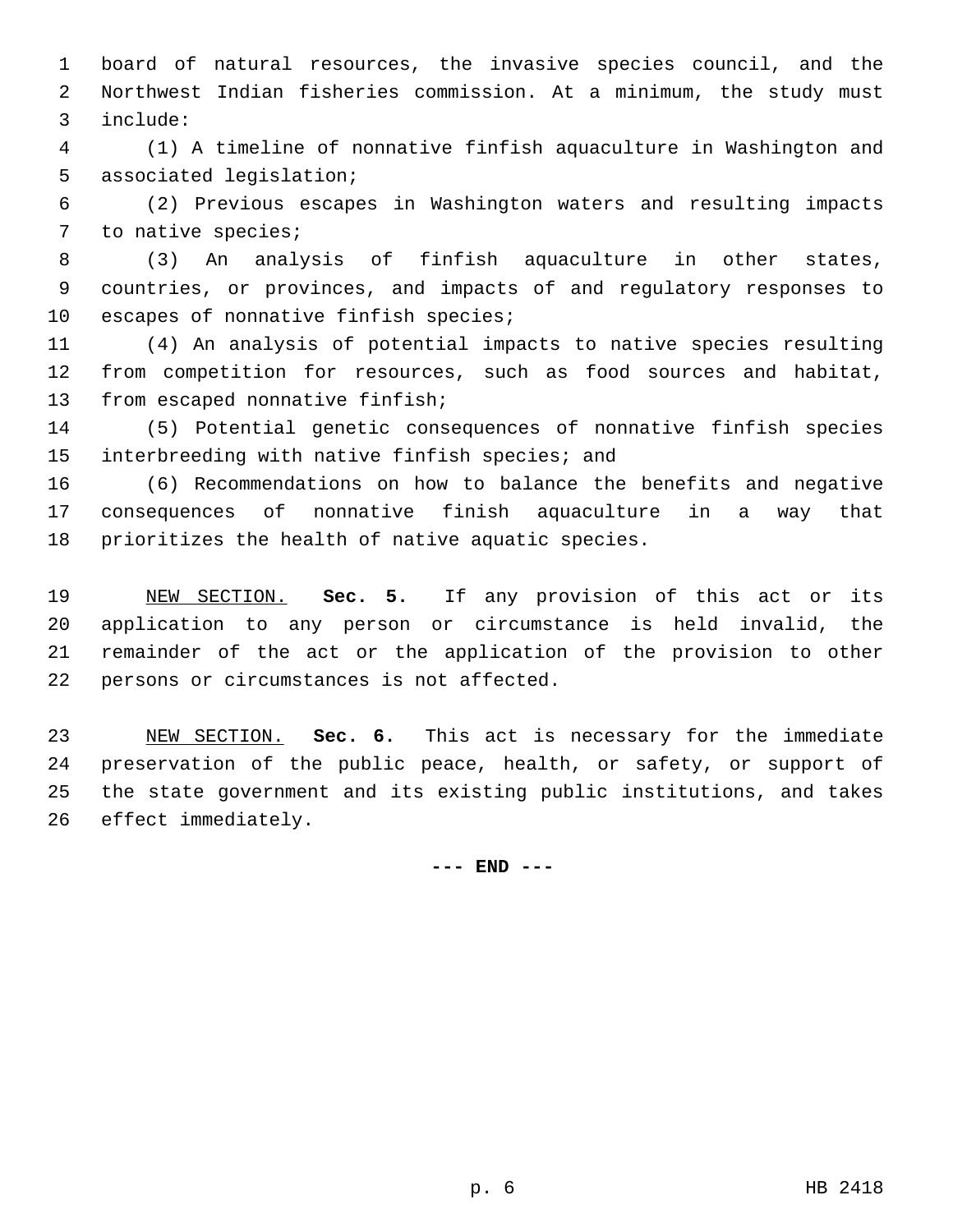board of natural resources, the invasive species council, and the Northwest Indian fisheries commission. At a minimum, the study must include:

(1) A timeline of nonnative finfish aquaculture in Washington and associated legislation;

(2) Previous escapes in Washington waters and resulting impacts to native species;

(3) An analysis of finfish aquaculture in other states, countries, or provinces, and impacts of and regulatory responses to escapes of nonnative finfish species;

(4) An analysis of potential impacts to native species resulting from competition for resources, such as food sources and habitat, from escaped nonnative finfish;

(5) Potential genetic consequences of nonnative finfish species interbreeding with native finfish species; and

(6) Recommendations on how to balance the benefits and negative consequences of nonnative finish aquaculture in a way that prioritizes the health of native aquatic species.

NEW SECTION. **Sec. 5.** If any provision of this act or its application to any person or circumstance is held invalid, the remainder of the act or the application of the provision to other persons or circumstances is not affected.

NEW SECTION. **Sec. 6.** This act is necessary for the immediate preservation of the public peace, health, or safety, or support of the state government and its existing public institutions, and takes effect immediately.

**--- END ---**